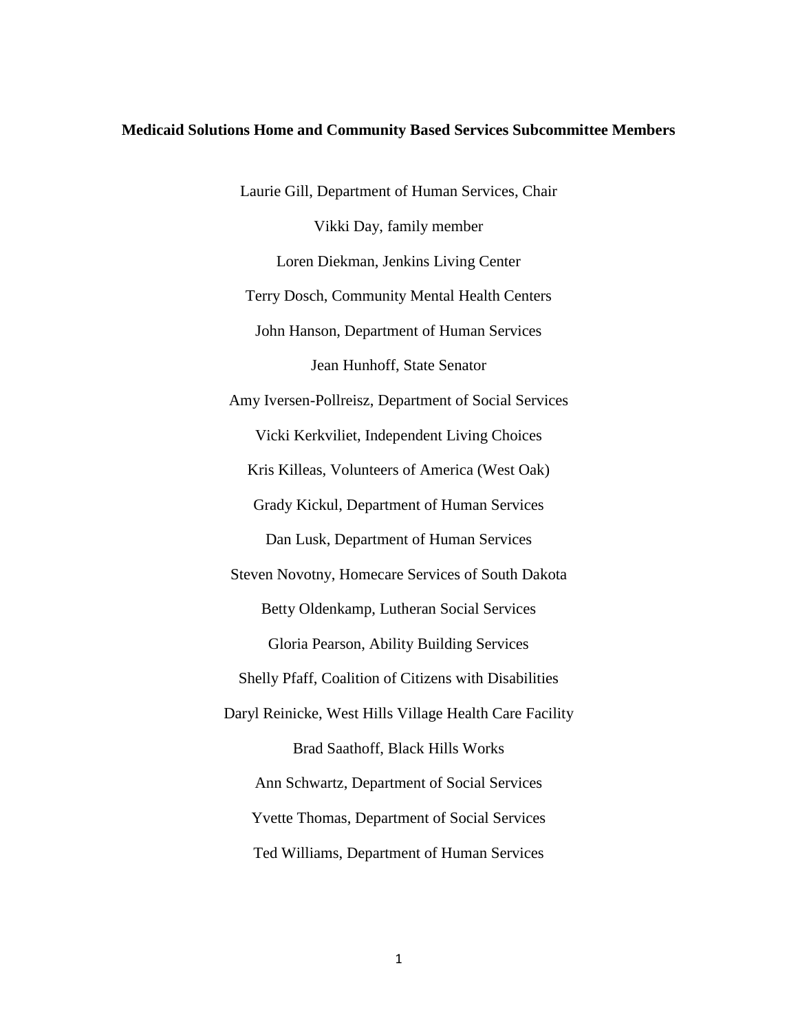**Medicaid Solutions Home and Community Based Services Subcommittee Members**

Laurie Gill, Department of Human Services, Chair

Vikki Day, family member

Loren Diekman, Jenkins Living Center

Terry Dosch, Community Mental Health Centers

John Hanson, Department of Human Services

Jean Hunhoff, State Senator

Amy Iversen-Pollreisz, Department of Social Services

Vicki Kerkviliet, Independent Living Choices

Kris Killeas, Volunteers of America (West Oak)

Grady Kickul, Department of Human Services

Dan Lusk, Department of Human Services

Steven Novotny, Homecare Services of South Dakota

Betty Oldenkamp, Lutheran Social Services

Gloria Pearson, Ability Building Services

Shelly Pfaff, Coalition of Citizens with Disabilities

Daryl Reinicke, West Hills Village Health Care Facility

Brad Saathoff, Black Hills Works

Ann Schwartz, Department of Social Services

Yvette Thomas, Department of Social Services

Ted Williams, Department of Human Services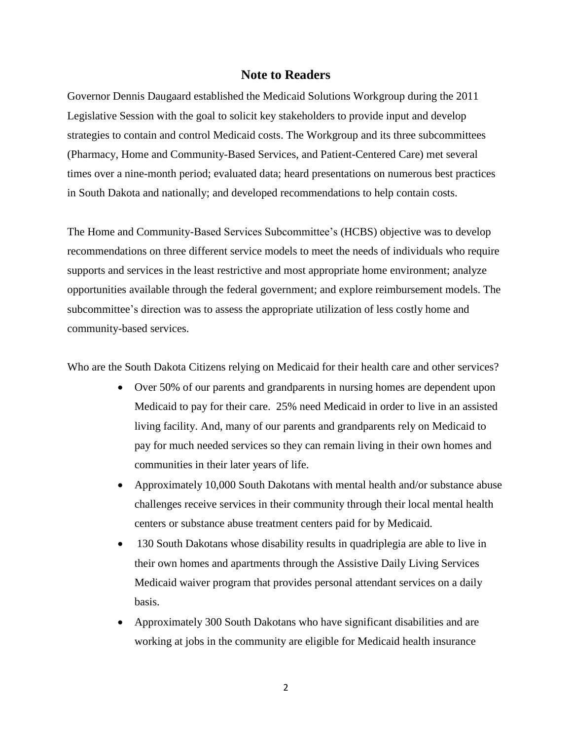## Note to Readers

Governor Dennis Daugaard established the Medicaid Solutions Workgroup during the 2011 Legislative Session with the goal to solicit key stakeholders to provide input and develop strategies to contain and control Medicaid costs. The Workgroup and its three subcommittees (Pharmacy, Home and Community-Based Services, and Patient-Centered Care) met several times over a nine-month period; evaluated data; heard presentations on numerous best practices in South Dakota and nationally; and developed recommendations to help contain costs.

The Home and Community-Based Services Subcommittee's (HCBS) objective was to develop recommendations on three different service models to meet the needs of individuals who require supports and services in the least restrictive and most appropriate home environment; analyze opportunities available through the federal government; and explore reimbursement models. The subcommittee's direction was to assess the appropriate utilization of less costly home and community-based services.

Who are the South Dakota Citizens relying on Medicaid for their health care and other services?

- Over 50% of our parents and grandparents in nursing homes are dependent upon Medicaid to pay for their care. 25% need Medicaid in order to live in an assisted living facility. And, many of our parents and grandparents rely on Medicaid to pay for much needed services so they can remain living in their own homes and communities in their later years of life.
- Approximately 10,000 South Dakotans with mental health and/or substance abuse challenges receive services in their community through their local mental health centers or substance abuse treatment centers paid for by Medicaid.
- 130 South Dakotans whose disability results in quadriplegia are able to live in their own homes and apartments through the Assistive Daily Living Services Medicaid waiver program that provides personal attendant services on a daily basis.
- Approximately 300 South Dakotans who have significant disabilities and are working at jobs in the community are eligible for Medicaid health insurance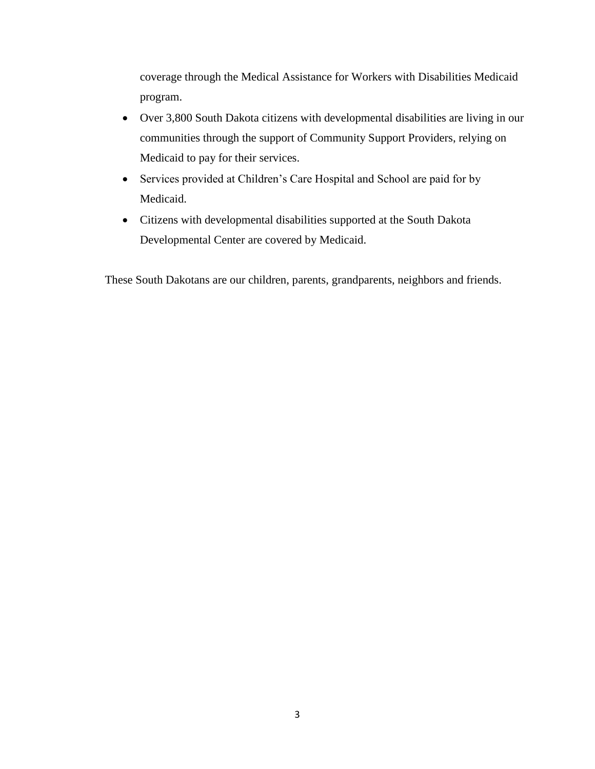coverage through the Medical Assistance for Workers with Disabilities Medicaid program.

- Over 3,800 South Dakota citizens with developmental disabilities are living in our communities through the support of Community Support Providers, relying on Medicaid to pay for their services.
- Services provided at Children's Care Hospital and School are paid for by Medicaid.
- Citizens with developmental disabilities supported at the South Dakota Developmental Center are covered by Medicaid.

These South Dakotans are our children, parents, grandparents, neighbors and friends.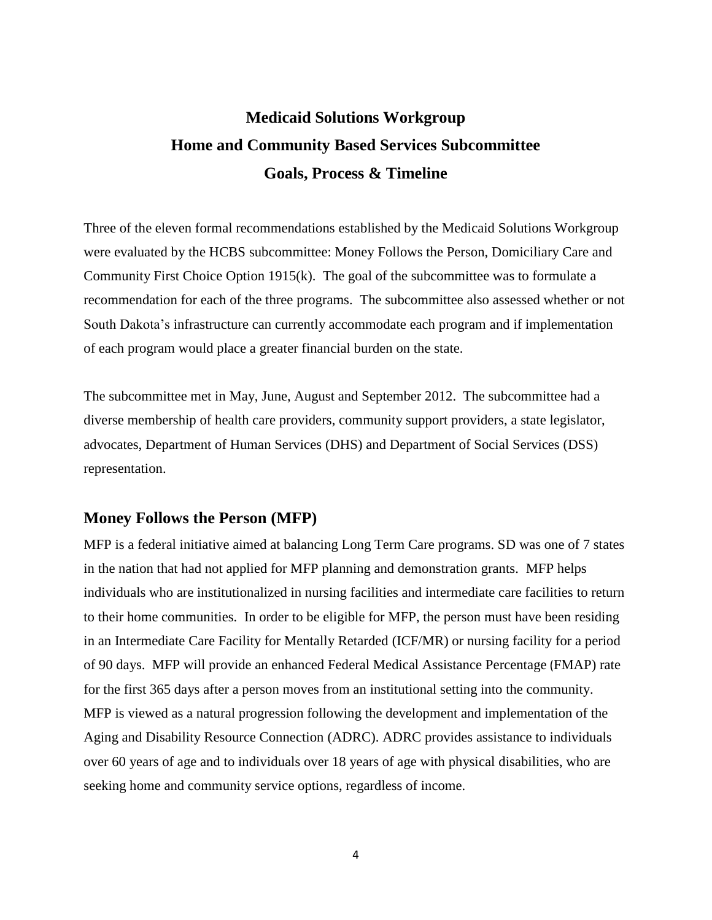# Medicaid Solutions Workgroup
# Home and Community Based Services Subcommittee
# Goals, Process & Timeline

Three of the eleven formal recommendations established by the Medicaid Solutions Workgroup were evaluated by the HCBS subcommittee: Money Follows the Person, Domiciliary Care and Community First Choice Option 1915(k). The goal of the subcommittee was to formulate a recommendation for each of the three programs. The subcommittee also assessed whether or not South Dakota's infrastructure can currently accommodate each program and if implementation of each program would place a greater financial burden on the state.

The subcommittee met in May, June, August and September 2012. The subcommittee had a diverse membership of health care providers, community support providers, a state legislator, advocates, Department of Human Services (DHS) and Department of Social Services (DSS) representation.

## Money Follows the Person (MFP)

MFP is a federal initiative aimed at balancing Long Term Care programs. SD was one of 7 states in the nation that had not applied for MFP planning and demonstration grants. MFP helps individuals who are institutionalized in nursing facilities and intermediate care facilities to return to their home communities. In order to be eligible for MFP, the person must have been residing in an Intermediate Care Facility for Mentally Retarded (ICF/MR) or nursing facility for a period of 90 days. MFP will provide an enhanced Federal Medical Assistance Percentage (FMAP) rate for the first 365 days after a person moves from an institutional setting into the community. MFP is viewed as a natural progression following the development and implementation of the Aging and Disability Resource Connection (ADRC). ADRC provides assistance to individuals over 60 years of age and to individuals over 18 years of age with physical disabilities, who are seeking home and community service options, regardless of income.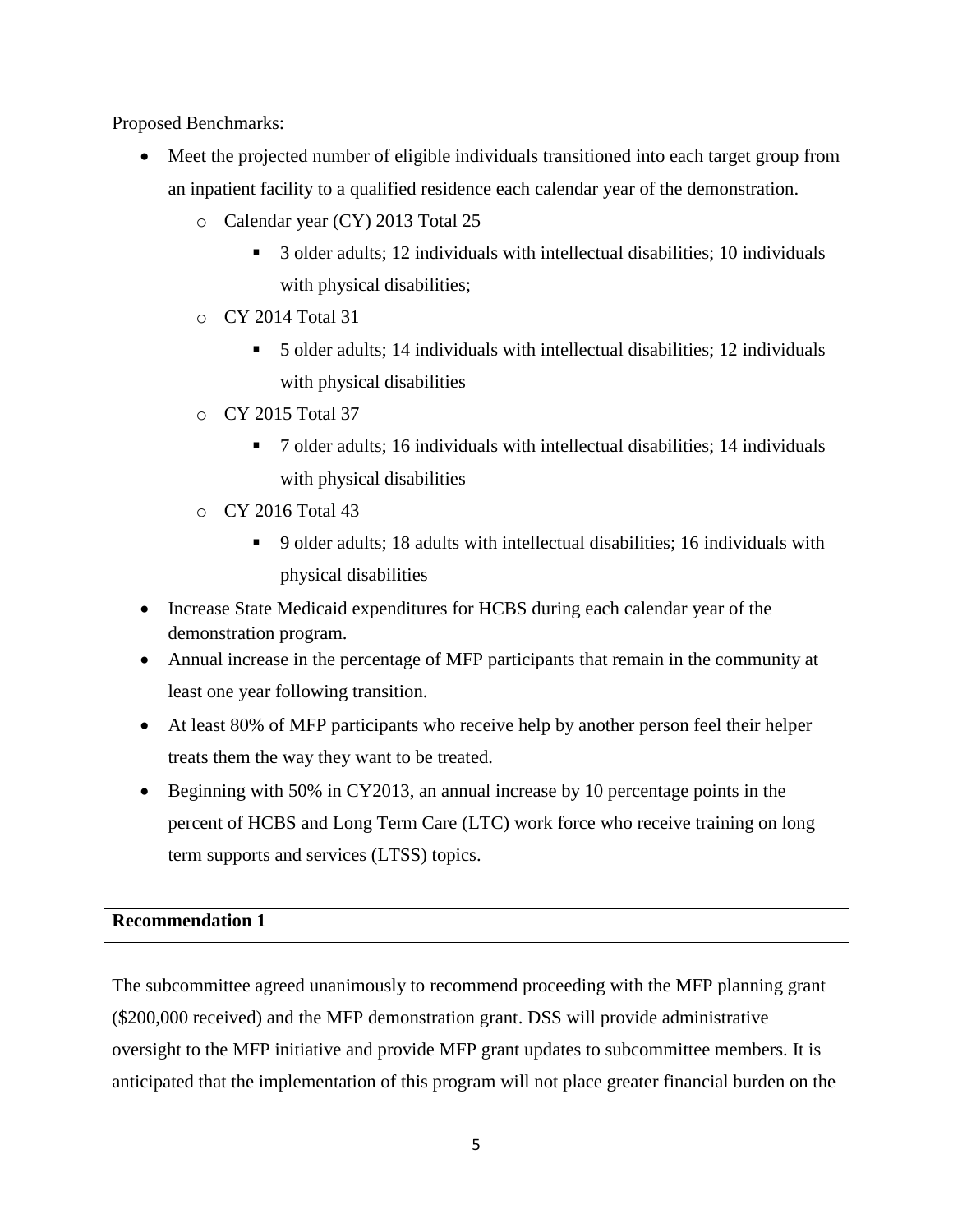Proposed Benchmarks:

- Meet the projected number of eligible individuals transitioned into each target group from an inpatient facility to a qualified residence each calendar year of the demonstration.
  - Calendar year (CY) 2013 Total 25
    - 3 older adults; 12 individuals with intellectual disabilities; 10 individuals with physical disabilities;
  - CY 2014 Total 31
    - 5 older adults; 14 individuals with intellectual disabilities; 12 individuals with physical disabilities
  - CY 2015 Total 37
    - 7 older adults; 16 individuals with intellectual disabilities; 14 individuals with physical disabilities
  - CY 2016 Total 43
    - 9 older adults; 18 adults with intellectual disabilities; 16 individuals with physical disabilities
- Increase State Medicaid expenditures for HCBS during each calendar year of the demonstration program.
- Annual increase in the percentage of MFP participants that remain in the community at least one year following transition.
- At least 80% of MFP participants who receive help by another person feel their helper treats them the way they want to be treated.
- Beginning with 50% in CY2013, an annual increase by 10 percentage points in the percent of HCBS and Long Term Care (LTC) work force who receive training on long term supports and services (LTSS) topics.

**Recommendation 1**

The subcommittee agreed unanimously to recommend proceeding with the MFP planning grant ($200,000 received) and the MFP demonstration grant. DSS will provide administrative oversight to the MFP initiative and provide MFP grant updates to subcommittee members. It is anticipated that the implementation of this program will not place greater financial burden on the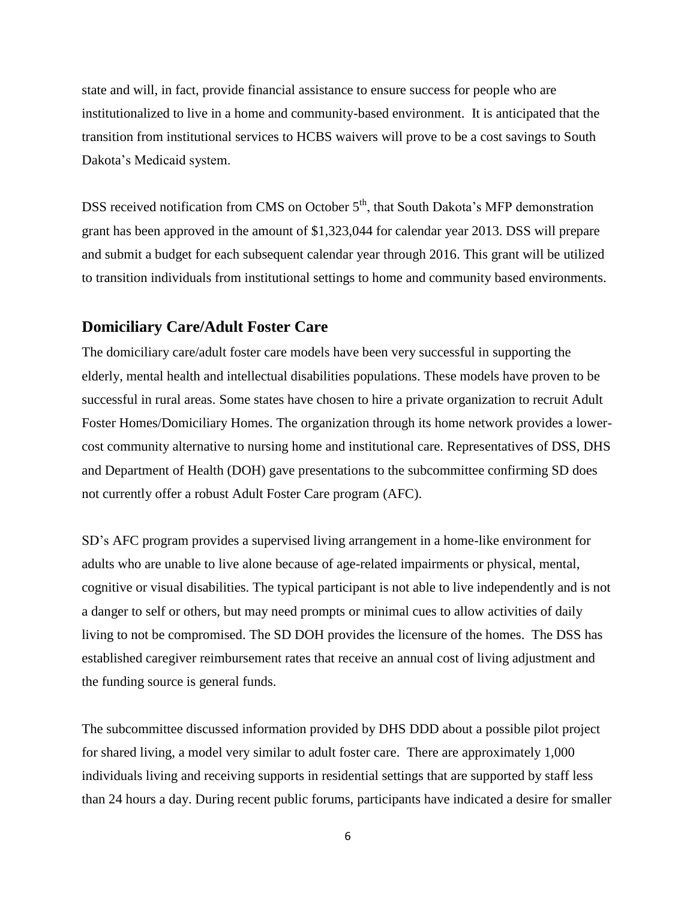state and will, in fact, provide financial assistance to ensure success for people who are institutionalized to live in a home and community-based environment. It is anticipated that the transition from institutional services to HCBS waivers will prove to be a cost savings to South Dakota's Medicaid system.

DSS received notification from CMS on October 5th, that South Dakota's MFP demonstration grant has been approved in the amount of $1,323,044 for calendar year 2013. DSS will prepare and submit a budget for each subsequent calendar year through 2016. This grant will be utilized to transition individuals from institutional settings to home and community based environments.

## Domiciliary Care/Adult Foster Care

The domiciliary care/adult foster care models have been very successful in supporting the elderly, mental health and intellectual disabilities populations. These models have proven to be successful in rural areas. Some states have chosen to hire a private organization to recruit Adult Foster Homes/Domiciliary Homes. The organization through its home network provides a lower-cost community alternative to nursing home and institutional care. Representatives of DSS, DHS and Department of Health (DOH) gave presentations to the subcommittee confirming SD does not currently offer a robust Adult Foster Care program (AFC).

SD's AFC program provides a supervised living arrangement in a home-like environment for adults who are unable to live alone because of age-related impairments or physical, mental, cognitive or visual disabilities. The typical participant is not able to live independently and is not a danger to self or others, but may need prompts or minimal cues to allow activities of daily living to not be compromised. The SD DOH provides the licensure of the homes. The DSS has established caregiver reimbursement rates that receive an annual cost of living adjustment and the funding source is general funds.

The subcommittee discussed information provided by DHS DDD about a possible pilot project for shared living, a model very similar to adult foster care. There are approximately 1,000 individuals living and receiving supports in residential settings that are supported by staff less than 24 hours a day. During recent public forums, participants have indicated a desire for smaller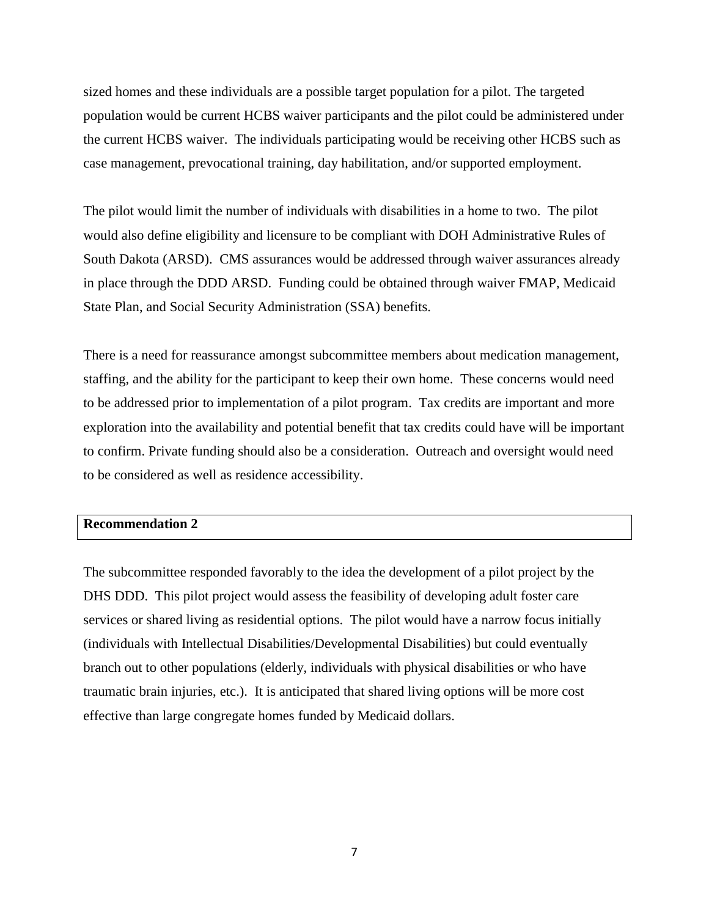sized homes and these individuals are a possible target population for a pilot. The targeted population would be current HCBS waiver participants and the pilot could be administered under the current HCBS waiver. The individuals participating would be receiving other HCBS such as case management, prevocational training, day habilitation, and/or supported employment.

The pilot would limit the number of individuals with disabilities in a home to two. The pilot would also define eligibility and licensure to be compliant with DOH Administrative Rules of South Dakota (ARSD). CMS assurances would be addressed through waiver assurances already in place through the DDD ARSD. Funding could be obtained through waiver FMAP, Medicaid State Plan, and Social Security Administration (SSA) benefits.

There is a need for reassurance amongst subcommittee members about medication management, staffing, and the ability for the participant to keep their own home. These concerns would need to be addressed prior to implementation of a pilot program. Tax credits are important and more exploration into the availability and potential benefit that tax credits could have will be important to confirm. Private funding should also be a consideration. Outreach and oversight would need to be considered as well as residence accessibility.

**Recommendation 2**

The subcommittee responded favorably to the idea the development of a pilot project by the DHS DDD. This pilot project would assess the feasibility of developing adult foster care services or shared living as residential options. The pilot would have a narrow focus initially (individuals with Intellectual Disabilities/Developmental Disabilities) but could eventually branch out to other populations (elderly, individuals with physical disabilities or who have traumatic brain injuries, etc.). It is anticipated that shared living options will be more cost effective than large congregate homes funded by Medicaid dollars.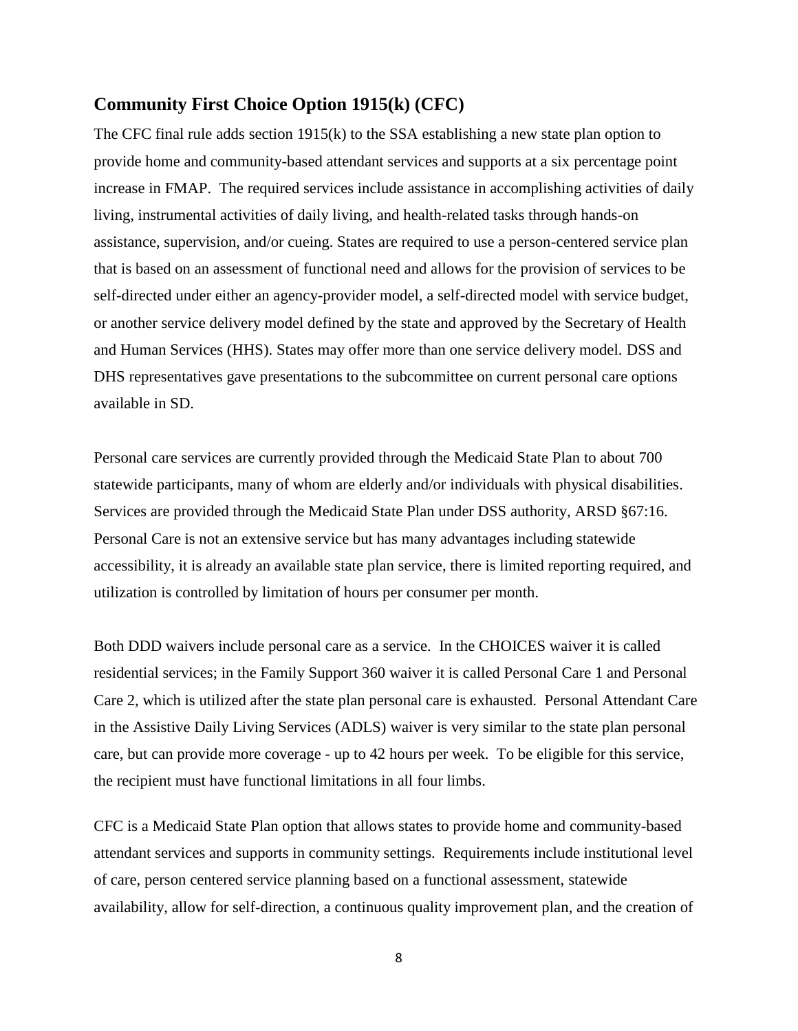## Community First Choice Option 1915(k) (CFC)

The CFC final rule adds section 1915(k) to the SSA establishing a new state plan option to provide home and community-based attendant services and supports at a six percentage point increase in FMAP. The required services include assistance in accomplishing activities of daily living, instrumental activities of daily living, and health-related tasks through hands-on assistance, supervision, and/or cueing. States are required to use a person-centered service plan that is based on an assessment of functional need and allows for the provision of services to be self-directed under either an agency-provider model, a self-directed model with service budget, or another service delivery model defined by the state and approved by the Secretary of Health and Human Services (HHS). States may offer more than one service delivery model. DSS and DHS representatives gave presentations to the subcommittee on current personal care options available in SD.

Personal care services are currently provided through the Medicaid State Plan to about 700 statewide participants, many of whom are elderly and/or individuals with physical disabilities. Services are provided through the Medicaid State Plan under DSS authority, ARSD §67:16. Personal Care is not an extensive service but has many advantages including statewide accessibility, it is already an available state plan service, there is limited reporting required, and utilization is controlled by limitation of hours per consumer per month.

Both DDD waivers include personal care as a service. In the CHOICES waiver it is called residential services; in the Family Support 360 waiver it is called Personal Care 1 and Personal Care 2, which is utilized after the state plan personal care is exhausted. Personal Attendant Care in the Assistive Daily Living Services (ADLS) waiver is very similar to the state plan personal care, but can provide more coverage - up to 42 hours per week. To be eligible for this service, the recipient must have functional limitations in all four limbs.

CFC is a Medicaid State Plan option that allows states to provide home and community-based attendant services and supports in community settings. Requirements include institutional level of care, person centered service planning based on a functional assessment, statewide availability, allow for self-direction, a continuous quality improvement plan, and the creation of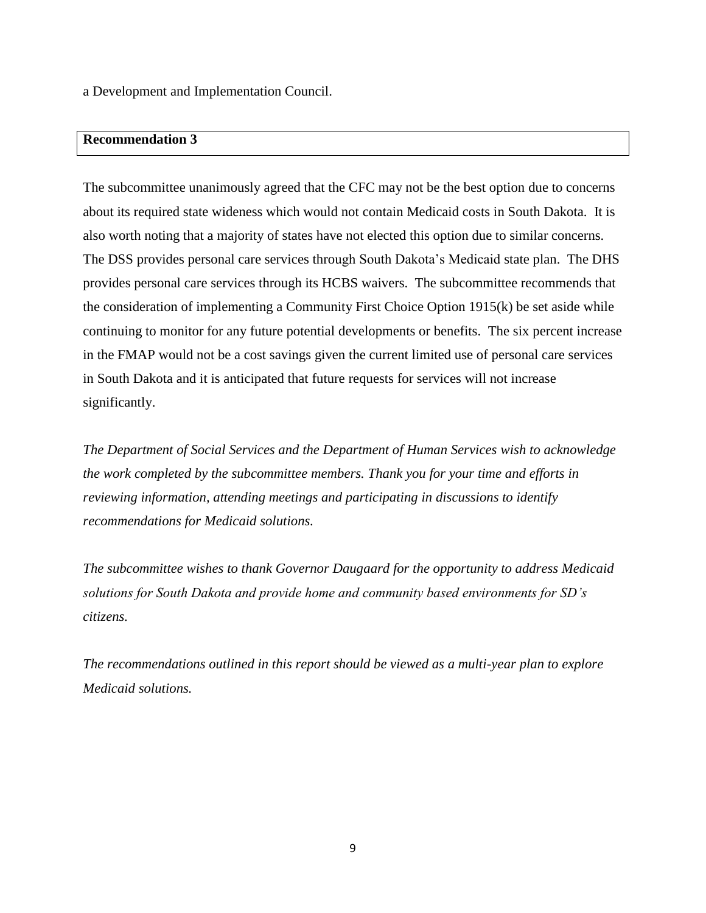a Development and Implementation Council.

**Recommendation 3**

The subcommittee unanimously agreed that the CFC may not be the best option due to concerns about its required state wideness which would not contain Medicaid costs in South Dakota. It is also worth noting that a majority of states have not elected this option due to similar concerns. The DSS provides personal care services through South Dakota's Medicaid state plan. The DHS provides personal care services through its HCBS waivers. The subcommittee recommends that the consideration of implementing a Community First Choice Option 1915(k) be set aside while continuing to monitor for any future potential developments or benefits. The six percent increase in the FMAP would not be a cost savings given the current limited use of personal care services in South Dakota and it is anticipated that future requests for services will not increase significantly.

*The Department of Social Services and the Department of Human Services wish to acknowledge the work completed by the subcommittee members. Thank you for your time and efforts in reviewing information, attending meetings and participating in discussions to identify recommendations for Medicaid solutions.*

*The subcommittee wishes to thank Governor Daugaard for the opportunity to address Medicaid solutions for South Dakota and provide home and community based environments for SD's citizens.*

*The recommendations outlined in this report should be viewed as a multi-year plan to explore Medicaid solutions.*